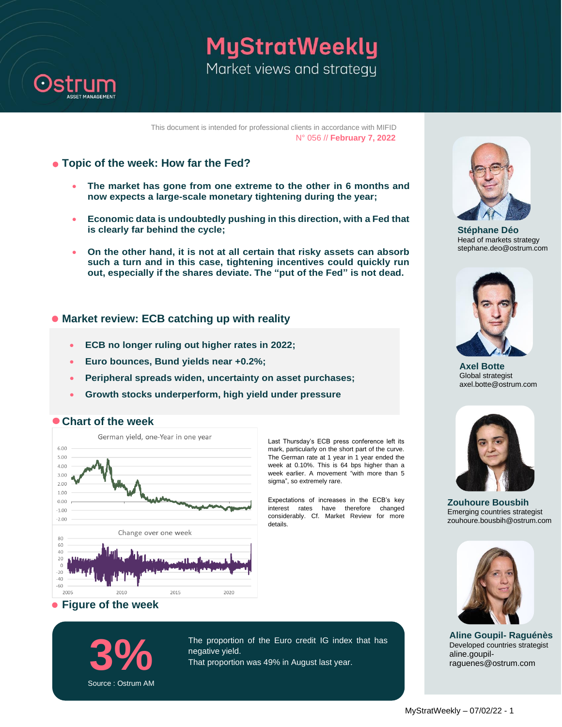# MyStratWeekly

Market views and strategy

This document is intended for professional clients in accordance with MIFID

N° 056 // **February 7, 2022**

## Topic of the week: How far the Fed?

- **The market has gone from one extreme to the other in 6 months and now expects a large-scale monetary tightening during the year;**
- **Economic data is undoubtedly pushing in this direction, with a Fed that is clearly far behind the cycle;**
- **On the other hand, it is not at all certain that risky assets can absorb such a turn and in this case, tightening incentives could quickly run out, especially if the shares deviate. The "put of the Fed" is not dead.**

## Market review: ECB catching up with reality

- **ECB no longer ruling out higher rates in 2022;**
- **Euro bounces, Bund yields near +0.2%;**
- **Peripheral spreads widen, uncertainty on asset purchases;**
- **Growth stocks underperform, high yield under pressure**

## Chart of the week

German yield, one-Year in one year

Change over one week

Last Thursday's ECB press conference left its mark, particularly on the short part of the curve. The German rate at 1 year in 1 year ended the week at 0.10%. This is 64 bps higher than a week earlier. A movement "with more than 5 sigma", so extremely rare.

Expectations of increases in the ECB's key interest rates have therefore changed considerably. Cf. Market Review for more details.

## Figure of the week

**3%**

Source : Ostrum AM

The proportion of the Euro credit IG index that has negative yield.
That proportion was 49% in August last year.

---

**Stéphane Déo**
Head of markets strategy
stephane.deo@ostrum.com

**Axel Botte**
Global strategist
axel.botte@ostrum.com

**Zouhoure Bousbih**
Emerging countries strategist
zouhoure.bousbih@ostrum.com

**Aline Goupil- Raguénès**
Developed countries strategist
aline.goupil-raguenes@ostrum.com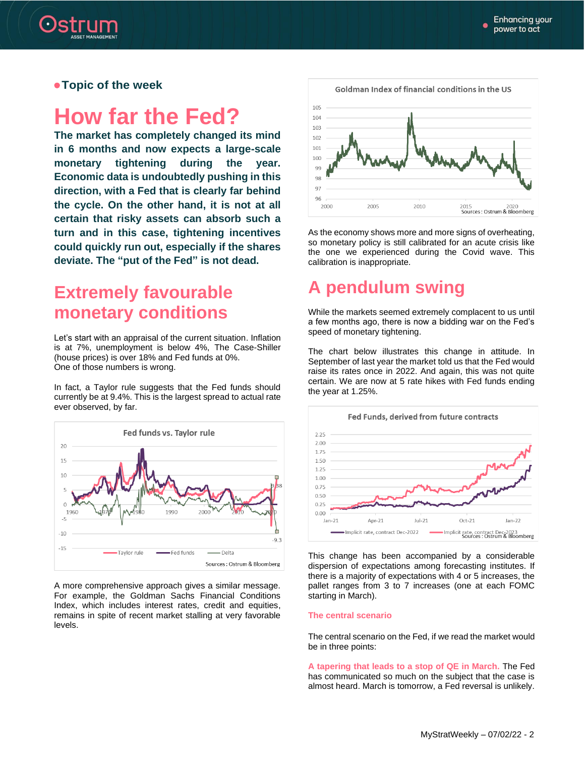**Topic of the week**

# How far the Fed?

**The market has completely changed its mind in 6 months and now expects a large-scale monetary tightening during the year. Economic data is undoubtedly pushing in this direction, with a Fed that is clearly far behind the cycle. On the other hand, it is not at all certain that risky assets can absorb such a turn and in this case, tightening incentives could quickly run out, especially if the shares deviate. The "put of the Fed" is not dead.**

## Extremely favourable monetary conditions

Let's start with an appraisal of the current situation. Inflation is at 7%, unemployment is below 4%, The Case-Shiller (house prices) is over 18% and Fed funds at 0%.
One of those numbers is wrong.

In fact, a Taylor rule suggests that the Fed funds should currently be at 9.4%. This is the largest spread to actual rate ever observed, by far.

Fed funds vs. Taylor rule

Sources : Ostrum & Bloomberg

A more comprehensive approach gives a similar message. For example, the Goldman Sachs Financial Conditions Index, which includes interest rates, credit and equities, remains in spite of recent market stalling at very favorable levels.

Goldman Index of financial conditions in the US

Sources : Ostrum & Bloomberg

As the economy shows more and more signs of overheating, so monetary policy is still calibrated for an acute crisis like the one we experienced during the Covid wave. This calibration is inappropriate.

## A pendulum swing

While the markets seemed extremely complacent to us until a few months ago, there is now a bidding war on the Fed's speed of monetary tightening.

The chart below illustrates this change in attitude. In September of last year the market told us that the Fed would raise its rates once in 2022. And again, this was not quite certain. We are now at 5 rate hikes with Fed funds ending the year at 1.25%.

Fed Funds, derived from future contracts

Sources : Ostrum & Bloomberg

This change has been accompanied by a considerable dispersion of expectations among forecasting institutes. If there is a majority of expectations with 4 or 5 increases, the pallet ranges from 3 to 7 increases (one at each FOMC starting in March).

### The central scenario

The central scenario on the Fed, if we read the market would be in three points:

**A tapering that leads to a stop of QE in March.** The Fed has communicated so much on the subject that the case is almost heard. March is tomorrow, a Fed reversal is unlikely.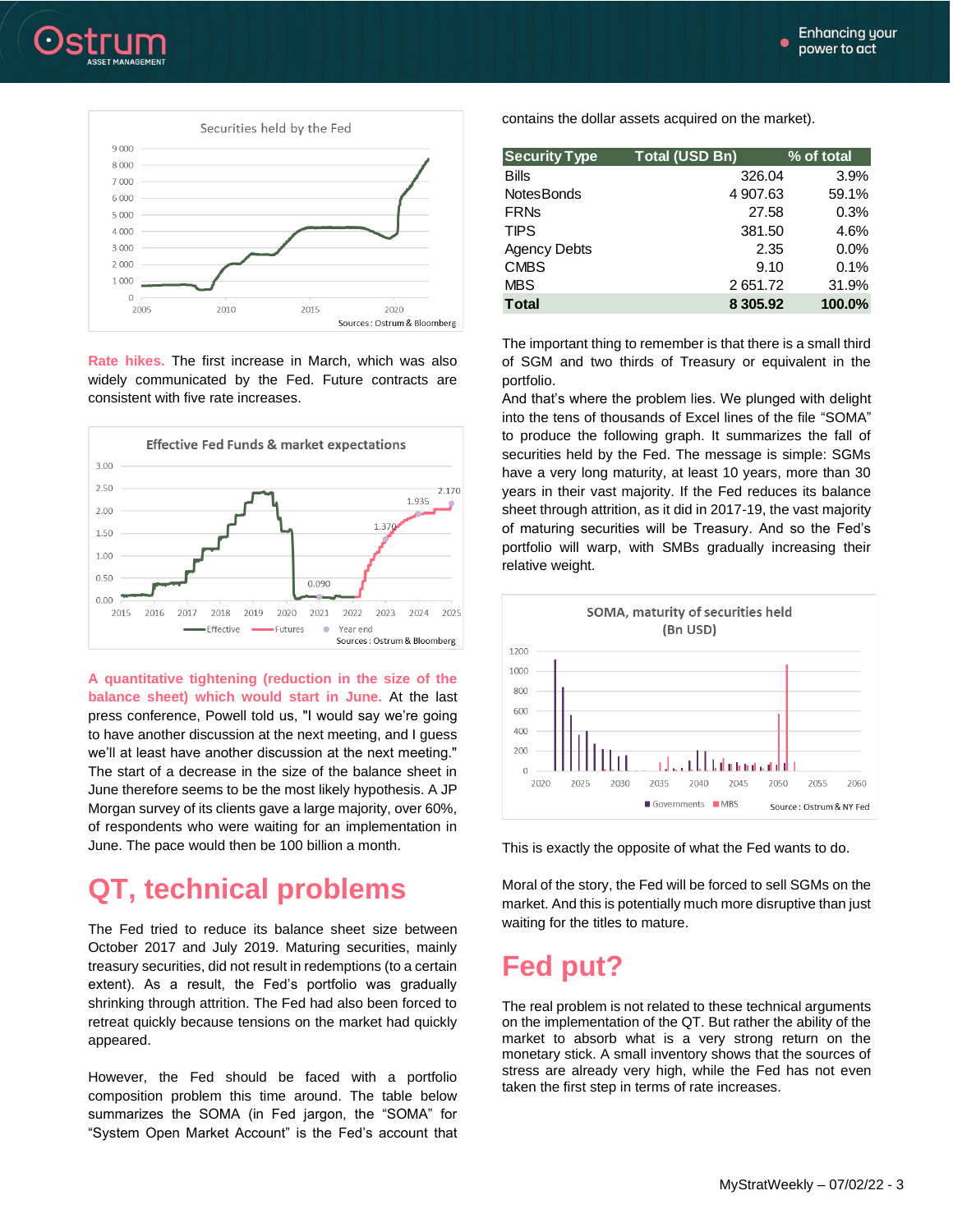**Rate hikes.** The first increase in March, which was also widely communicated by the Fed. Future contracts are consistent with five rate increases.

**A quantitative tightening (reduction in the size of the balance sheet) which would start in June.** At the last press conference, Powell told us, "I would say we're going to have another discussion at the next meeting, and I guess we'll at least have another discussion at the next meeting." The start of a decrease in the size of the balance sheet in June therefore seems to be the most likely hypothesis. A JP Morgan survey of its clients gave a large majority, over 60%, of respondents who were waiting for an implementation in June. The pace would then be 100 billion a month.

# QT, technical problems

The Fed tried to reduce its balance sheet size between October 2017 and July 2019. Maturing securities, mainly treasury securities, did not result in redemptions (to a certain extent). As a result, the Fed's portfolio was gradually shrinking through attrition. The Fed had also been forced to retreat quickly because tensions on the market had quickly appeared.

However, the Fed should be faced with a portfolio composition problem this time around. The table below summarizes the SOMA (in Fed jargon, the "SOMA" for "System Open Market Account" is the Fed's account that contains the dollar assets acquired on the market).

| Security Type | Total (USD Bn) | % of total |
|---|---|---|
| Bills | 326.04 | 3.9% |
| NotesBonds | 4 907.63 | 59.1% |
| FRNs | 27.58 | 0.3% |
| TIPS | 381.50 | 4.6% |
| Agency Debts | 2.35 | 0.0% |
| CMBS | 9.10 | 0.1% |
| MBS | 2 651.72 | 31.9% |
| **Total** | **8 305.92** | **100.0%** |

The important thing to remember is that there is a small third of SGM and two thirds of Treasury or equivalent in the portfolio.

And that's where the problem lies. We plunged with delight into the tens of thousands of Excel lines of the file "SOMA" to produce the following graph. It summarizes the fall of securities held by the Fed. The message is simple: SGMs have a very long maturity, at least 10 years, more than 30 years in their vast majority. If the Fed reduces its balance sheet through attrition, as it did in 2017-19, the vast majority of maturing securities will be Treasury. And so the Fed's portfolio will warp, with SMBs gradually increasing their relative weight.

This is exactly the opposite of what the Fed wants to do.

Moral of the story, the Fed will be forced to sell SGMs on the market. And this is potentially much more disruptive than just waiting for the titles to mature.

# Fed put?

The real problem is not related to these technical arguments on the implementation of the QT. But rather the ability of the market to absorb what is a very strong return on the monetary stick. A small inventory shows that the sources of stress are already very high, while the Fed has not even taken the first step in terms of rate increases.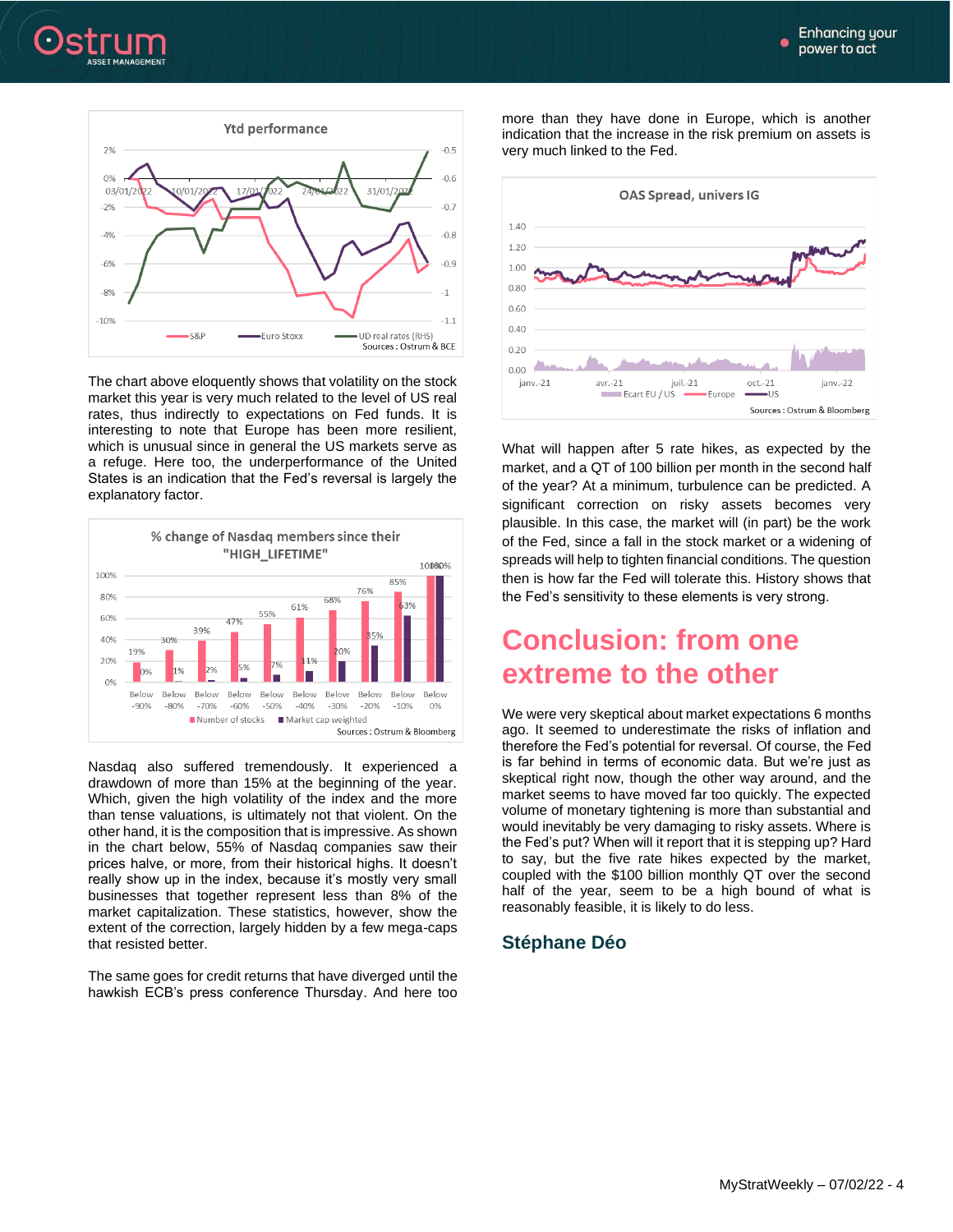The chart above eloquently shows that volatility on the stock market this year is very much related to the level of US real rates, thus indirectly to expectations on Fed funds. It is interesting to note that Europe has been more resilient, which is unusual since in general the US markets serve as a refuge. Here too, the underperformance of the United States is an indication that the Fed's reversal is largely the explanatory factor.

Nasdaq also suffered tremendously. It experienced a drawdown of more than 15% at the beginning of the year. Which, given the high volatility of the index and the more than tense valuations, is ultimately not that violent. On the other hand, it is the composition that is impressive. As shown in the chart below, 55% of Nasdaq companies saw their prices halve, or more, from their historical highs. It doesn't really show up in the index, because it's mostly very small businesses that together represent less than 8% of the market capitalization. These statistics, however, show the extent of the correction, largely hidden by a few mega-caps that resisted better.

The same goes for credit returns that have diverged until the hawkish ECB's press conference Thursday. And here too more than they have done in Europe, which is another indication that the increase in the risk premium on assets is very much linked to the Fed.

What will happen after 5 rate hikes, as expected by the market, and a QT of 100 billion per month in the second half of the year? At a minimum, turbulence can be predicted. A significant correction on risky assets becomes very plausible. In this case, the market will (in part) be the work of the Fed, since a fall in the stock market or a widening of spreads will help to tighten financial conditions. The question then is how far the Fed will tolerate this. History shows that the Fed's sensitivity to these elements is very strong.

## Conclusion: from one extreme to the other

We were very skeptical about market expectations 6 months ago. It seemed to underestimate the risks of inflation and therefore the Fed's potential for reversal. Of course, the Fed is far behind in terms of economic data. But we're just as skeptical right now, though the other way around, and the market seems to have moved far too quickly. The expected volume of monetary tightening is more than substantial and would inevitably be very damaging to risky assets. Where is the Fed's put? When will it report that it is stepping up? Hard to say, but the five rate hikes expected by the market, coupled with the $100 billion monthly QT over the second half of the year, seem to be a high bound of what is reasonably feasible, it is likely to do less.

### Stéphane Déo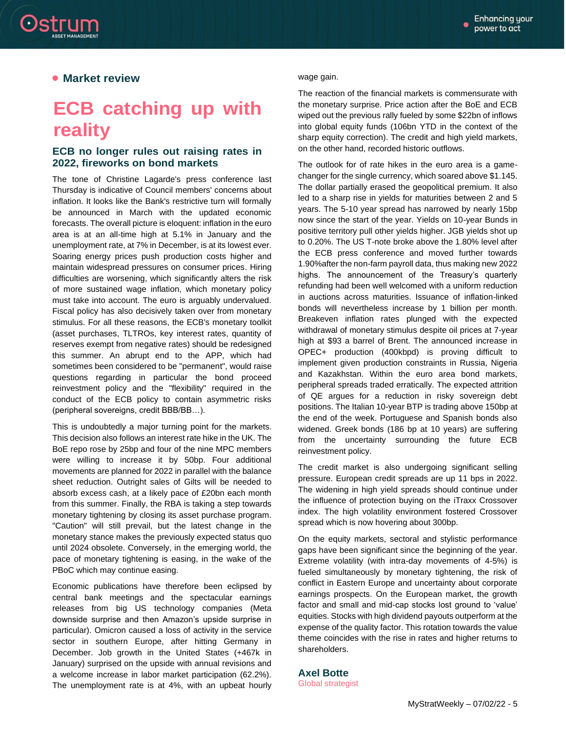## Market review

# ECB catching up with reality

### ECB no longer rules out raising rates in 2022, fireworks on bond markets

The tone of Christine Lagarde's press conference last Thursday is indicative of Council members' concerns about inflation. It looks like the Bank's restrictive turn will formally be announced in March with the updated economic forecasts. The overall picture is eloquent: inflation in the euro area is at an all-time high at 5.1% in January and the unemployment rate, at 7% in December, is at its lowest ever. Soaring energy prices push production costs higher and maintain widespread pressures on consumer prices. Hiring difficulties are worsening, which significantly alters the risk of more sustained wage inflation, which monetary policy must take into account. The euro is arguably undervalued. Fiscal policy has also decisively taken over from monetary stimulus. For all these reasons, the ECB's monetary toolkit (asset purchases, TLTROs, key interest rates, quantity of reserves exempt from negative rates) should be redesigned this summer. An abrupt end to the APP, which had sometimes been considered to be "permanent", would raise questions regarding in particular the bond proceed reinvestment policy and the "flexibility" required in the conduct of the ECB policy to contain asymmetric risks (peripheral sovereigns, credit BBB/BB…).

This is undoubtedly a major turning point for the markets. This decision also follows an interest rate hike in the UK. The BoE repo rose by 25bp and four of the nine MPC members were willing to increase it by 50bp. Four additional movements are planned for 2022 in parallel with the balance sheet reduction. Outright sales of Gilts will be needed to absorb excess cash, at a likely pace of £20bn each month from this summer. Finally, the RBA is taking a step towards monetary tightening by closing its asset purchase program. "Caution" will still prevail, but the latest change in the monetary stance makes the previously expected status quo until 2024 obsolete. Conversely, in the emerging world, the pace of monetary tightening is easing, in the wake of the PBoC which may continue easing.

Economic publications have therefore been eclipsed by central bank meetings and the spectacular earnings releases from big US technology companies (Meta downside surprise and then Amazon's upside surprise in particular). Omicron caused a loss of activity in the service sector in southern Europe, after hitting Germany in December. Job growth in the United States (+467k in January) surprised on the upside with annual revisions and a welcome increase in labor market participation (62.2%). The unemployment rate is at 4%, with an upbeat hourly wage gain.

The reaction of the financial markets is commensurate with the monetary surprise. Price action after the BoE and ECB wiped out the previous rally fueled by some $22bn of inflows into global equity funds (106bn YTD in the context of the sharp equity correction). The credit and high yield markets, on the other hand, recorded historic outflows.

The outlook for of rate hikes in the euro area is a game-changer for the single currency, which soared above $1.145. The dollar partially erased the geopolitical premium. It also led to a sharp rise in yields for maturities between 2 and 5 years. The 5-10 year spread has narrowed by nearly 15bp now since the start of the year. Yields on 10-year Bunds in positive territory pull other yields higher. JGB yields shot up to 0.20%. The US T-note broke above the 1.80% level after the ECB press conference and moved further towards 1.90%after the non-farm payroll data, thus making new 2022 highs. The announcement of the Treasury's quarterly refunding had been well welcomed with a uniform reduction in auctions across maturities. Issuance of inflation-linked bonds will nevertheless increase by 1 billion per month. Breakeven inflation rates plunged with the expected withdrawal of monetary stimulus despite oil prices at 7-year high at $93 a barrel of Brent. The announced increase in OPEC+ production (400kbpd) is proving difficult to implement given production constraints in Russia, Nigeria and Kazakhstan. Within the euro area bond markets, peripheral spreads traded erratically. The expected attrition of QE argues for a reduction in risky sovereign debt positions. The Italian 10-year BTP is trading above 150bp at the end of the week. Portuguese and Spanish bonds also widened. Greek bonds (186 bp at 10 years) are suffering from the uncertainty surrounding the future ECB reinvestment policy.

The credit market is also undergoing significant selling pressure. European credit spreads are up 11 bps in 2022. The widening in high yield spreads should continue under the influence of protection buying on the iTraxx Crossover index. The high volatility environment fostered Crossover spread which is now hovering about 300bp.

On the equity markets, sectoral and stylistic performance gaps have been significant since the beginning of the year. Extreme volatility (with intra-day movements of 4-5%) is fueled simultaneously by monetary tightening, the risk of conflict in Eastern Europe and uncertainty about corporate earnings prospects. On the European market, the growth factor and small and mid-cap stocks lost ground to 'value' equities. Stocks with high dividend payouts outperform at the expense of the quality factor. This rotation towards the value theme coincides with the rise in rates and higher returns to shareholders.

**Axel Botte**
Global strategist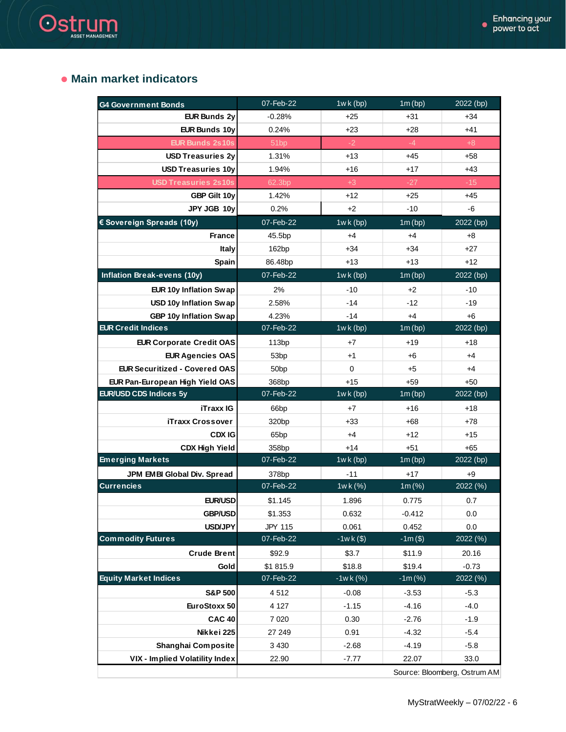## Main market indicators

| G4 Government Bonds | 07-Feb-22 | 1wk (bp) | 1m (bp) | 2022 (bp) |
|---|---|---|---|---|
| EUR Bunds 2y | -0.28% | +25 | +31 | +34 |
| EUR Bunds 10y | 0.24% | +23 | +28 | +41 |
| EUR Bunds 2s10s | 51bp | -2 | -4 | +8 |
| USD Treasuries 2y | 1.31% | +13 | +45 | +58 |
| USD Treasuries 10y | 1.94% | +16 | +17 | +43 |
| USD Treasuries 2s10s | 62.3bp | +3 | -27 | -15 |
| GBP Gilt 10y | 1.42% | +12 | +25 | +45 |
| JPY JGB 10y | 0.2% | +2 | -10 | -6 |
| **€ Sovereign Spreads (10y)** | **07-Feb-22** | **1wk (bp)** | **1m (bp)** | **2022 (bp)** |
| France | 45.5bp | +4 | +4 | +8 |
| Italy | 162bp | +34 | +34 | +27 |
| Spain | 86.48bp | +13 | +13 | +12 |
| **Inflation Break-evens (10y)** | **07-Feb-22** | **1wk (bp)** | **1m (bp)** | **2022 (bp)** |
| EUR 10y Inflation Swap | 2% | -10 | +2 | -10 |
| USD 10y Inflation Swap | 2.58% | -14 | -12 | -19 |
| GBP 10y Inflation Swap | 4.23% | -14 | +4 | +6 |
| **EUR Credit Indices** | **07-Feb-22** | **1wk (bp)** | **1m (bp)** | **2022 (bp)** |
| EUR Corporate Credit OAS | 113bp | +7 | +19 | +18 |
| EUR Agencies OAS | 53bp | +1 | +6 | +4 |
| EUR Securitized - Covered OAS | 50bp | 0 | +5 | +4 |
| EUR Pan-European High Yield OAS | 368bp | +15 | +59 | +50 |
| **EUR/USD CDS Indices 5y** | **07-Feb-22** | **1wk (bp)** | **1m (bp)** | **2022 (bp)** |
| iTraxx IG | 66bp | +7 | +16 | +18 |
| iTraxx Crossover | 320bp | +33 | +68 | +78 |
| CDX IG | 65bp | +4 | +12 | +15 |
| CDX High Yield | 358bp | +14 | +51 | +65 |
| **Emerging Markets** | **07-Feb-22** | **1wk (bp)** | **1m (bp)** | **2022 (bp)** |
| JPM EMBI Global Div. Spread | 378bp | -11 | +17 | +9 |
| **Currencies** | **07-Feb-22** | **1wk (%)** | **1m (%)** | **2022 (%)** |
| EUR/USD | $1.145 | 1.896 | 0.775 | 0.7 |
| GBP/USD | $1.353 | 0.632 | -0.412 | 0.0 |
| USD/JPY | JPY 115 | 0.061 | 0.452 | 0.0 |
| **Commodity Futures** | **07-Feb-22** | **-1wk ($)** | **-1m ($)** | **2022 (%)** |
| Crude Brent | $92.9 | $3.7 | $11.9 | 20.16 |
| Gold | $1 815.9 | $18.8 | $19.4 | -0.73 |
| **Equity Market Indices** | **07-Feb-22** | **-1wk (%)** | **-1m (%)** | **2022 (%)** |
| S&P 500 | 4 512 | -0.08 | -3.53 | -5.3 |
| EuroStoxx 50 | 4 127 | -1.15 | -4.16 | -4.0 |
| CAC 40 | 7 020 | 0.30 | -2.76 | -1.9 |
| Nikkei 225 | 27 249 | 0.91 | -4.32 | -5.4 |
| Shanghai Composite | 3 430 | -2.68 | -4.19 | -5.8 |
| VIX - Implied Volatility Index | 22.90 | -7.77 | 22.07 | 33.0 |

Source: Bloomberg, Ostrum AM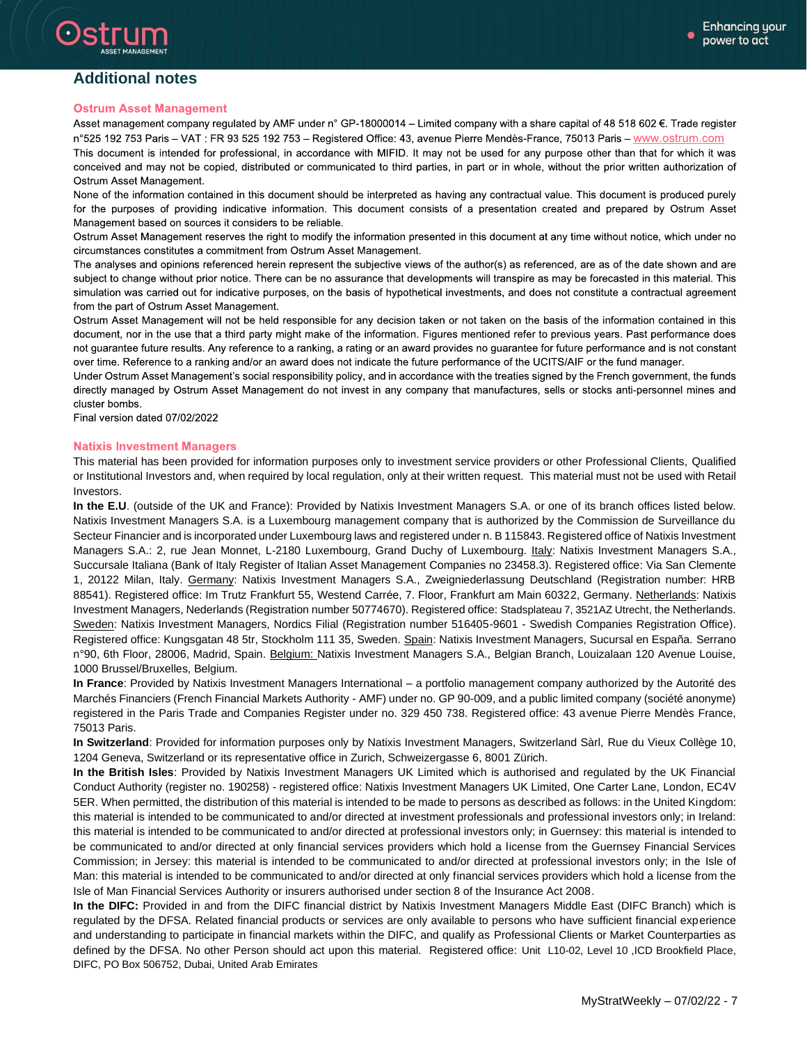## Additional notes

### Ostrum Asset Management

Asset management company regulated by AMF under n° GP-18000014 – Limited company with a share capital of 48 518 602 €. Trade register n°525 192 753 Paris – VAT : FR 93 525 192 753 – Registered Office: 43, avenue Pierre Mendès-France, 75013 Paris – www.ostrum.com

This document is intended for professional, in accordance with MIFID. It may not be used for any purpose other than that for which it was conceived and may not be copied, distributed or communicated to third parties, in part or in whole, without the prior written authorization of Ostrum Asset Management.

None of the information contained in this document should be interpreted as having any contractual value. This document is produced purely for the purposes of providing indicative information. This document consists of a presentation created and prepared by Ostrum Asset Management based on sources it considers to be reliable.

Ostrum Asset Management reserves the right to modify the information presented in this document at any time without notice, which under no circumstances constitutes a commitment from Ostrum Asset Management.

The analyses and opinions referenced herein represent the subjective views of the author(s) as referenced, are as of the date shown and are subject to change without prior notice. There can be no assurance that developments will transpire as may be forecasted in this material. This simulation was carried out for indicative purposes, on the basis of hypothetical investments, and does not constitute a contractual agreement from the part of Ostrum Asset Management.

Ostrum Asset Management will not be held responsible for any decision taken or not taken on the basis of the information contained in this document, nor in the use that a third party might make of the information. Figures mentioned refer to previous years. Past performance does not guarantee future results. Any reference to a ranking, a rating or an award provides no guarantee for future performance and is not constant over time. Reference to a ranking and/or an award does not indicate the future performance of the UCITS/AIF or the fund manager.

Under Ostrum Asset Management's social responsibility policy, and in accordance with the treaties signed by the French government, the funds directly managed by Ostrum Asset Management do not invest in any company that manufactures, sells or stocks anti-personnel mines and cluster bombs.

Final version dated 07/02/2022

### Natixis Investment Managers

This material has been provided for information purposes only to investment service providers or other Professional Clients, Qualified or Institutional Investors and, when required by local regulation, only at their written request. This material must not be used with Retail Investors.

**In the E.U**. (outside of the UK and France): Provided by Natixis Investment Managers S.A. or one of its branch offices listed below. Natixis Investment Managers S.A. is a Luxembourg management company that is authorized by the Commission de Surveillance du Secteur Financier and is incorporated under Luxembourg laws and registered under n. B 115843. Registered office of Natixis Investment Managers S.A.: 2, rue Jean Monnet, L-2180 Luxembourg, Grand Duchy of Luxembourg. Italy: Natixis Investment Managers S.A., Succursale Italiana (Bank of Italy Register of Italian Asset Management Companies no 23458.3). Registered office: Via San Clemente 1, 20122 Milan, Italy. Germany: Natixis Investment Managers S.A., Zweigniederlassung Deutschland (Registration number: HRB 88541). Registered office: Im Trutz Frankfurt 55, Westend Carrée, 7. Floor, Frankfurt am Main 60322, Germany. Netherlands: Natixis Investment Managers, Nederlands (Registration number 50774670). Registered office: Stadsplateau 7, 3521AZ Utrecht, the Netherlands. Sweden: Natixis Investment Managers, Nordics Filial (Registration number 516405-9601 - Swedish Companies Registration Office). Registered office: Kungsgatan 48 5tr, Stockholm 111 35, Sweden. Spain: Natixis Investment Managers, Sucursal en España. Serrano n°90, 6th Floor, 28006, Madrid, Spain. Belgium: Natixis Investment Managers S.A., Belgian Branch, Louizalaan 120 Avenue Louise, 1000 Brussel/Bruxelles, Belgium.

**In France**: Provided by Natixis Investment Managers International – a portfolio management company authorized by the Autorité des Marchés Financiers (French Financial Markets Authority - AMF) under no. GP 90-009, and a public limited company (société anonyme) registered in the Paris Trade and Companies Register under no. 329 450 738. Registered office: 43 avenue Pierre Mendès France, 75013 Paris.

**In Switzerland**: Provided for information purposes only by Natixis Investment Managers, Switzerland Sàrl, Rue du Vieux Collège 10, 1204 Geneva, Switzerland or its representative office in Zurich, Schweizergasse 6, 8001 Zürich.

**In the British Isles**: Provided by Natixis Investment Managers UK Limited which is authorised and regulated by the UK Financial Conduct Authority (register no. 190258) - registered office: Natixis Investment Managers UK Limited, One Carter Lane, London, EC4V 5ER. When permitted, the distribution of this material is intended to be made to persons as described as follows: in the United Kingdom: this material is intended to be communicated to and/or directed at investment professionals and professional investors only; in Ireland: this material is intended to be communicated to and/or directed at professional investors only; in Guernsey: this material is intended to be communicated to and/or directed at only financial services providers which hold a license from the Guernsey Financial Services Commission; in Jersey: this material is intended to be communicated to and/or directed at professional investors only; in the Isle of Man: this material is intended to be communicated to and/or directed at only financial services providers which hold a license from the Isle of Man Financial Services Authority or insurers authorised under section 8 of the Insurance Act 2008.

**In the DIFC:** Provided in and from the DIFC financial district by Natixis Investment Managers Middle East (DIFC Branch) which is regulated by the DFSA. Related financial products or services are only available to persons who have sufficient financial experience and understanding to participate in financial markets within the DIFC, and qualify as Professional Clients or Market Counterparties as defined by the DFSA. No other Person should act upon this material. Registered office: Unit L10-02, Level 10 ,ICD Brookfield Place, DIFC, PO Box 506752, Dubai, United Arab Emirates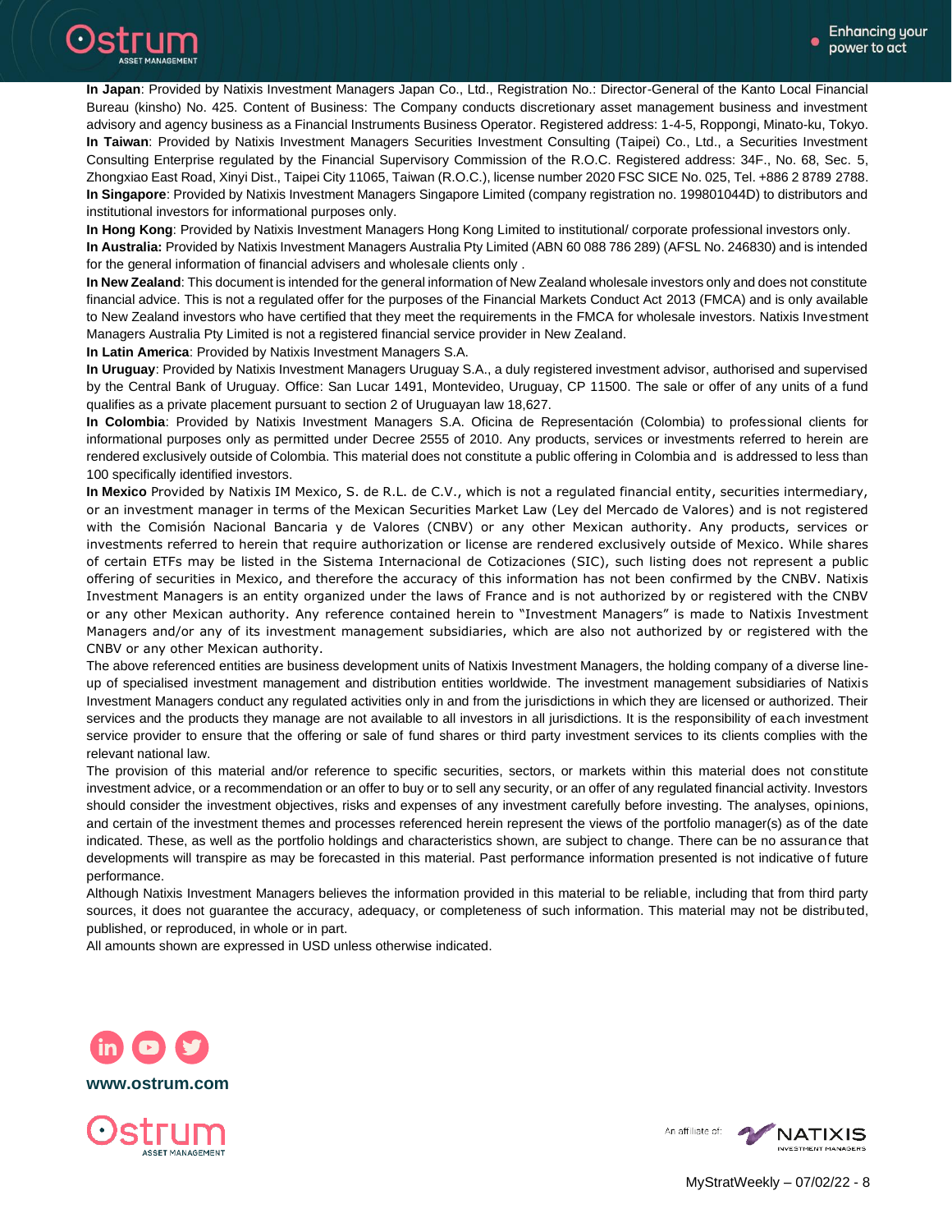**In Japan**: Provided by Natixis Investment Managers Japan Co., Ltd., Registration No.: Director-General of the Kanto Local Financial Bureau (kinsho) No. 425. Content of Business: The Company conducts discretionary asset management business and investment advisory and agency business as a Financial Instruments Business Operator. Registered address: 1-4-5, Roppongi, Minato-ku, Tokyo.

**In Taiwan**: Provided by Natixis Investment Managers Securities Investment Consulting (Taipei) Co., Ltd., a Securities Investment Consulting Enterprise regulated by the Financial Supervisory Commission of the R.O.C. Registered address: 34F., No. 68, Sec. 5, Zhongxiao East Road, Xinyi Dist., Taipei City 11065, Taiwan (R.O.C.), license number 2020 FSC SICE No. 025, Tel. +886 2 8789 2788.

**In Singapore**: Provided by Natixis Investment Managers Singapore Limited (company registration no. 199801044D) to distributors and institutional investors for informational purposes only.

**In Hong Kong**: Provided by Natixis Investment Managers Hong Kong Limited to institutional/ corporate professional investors only.

**In Australia:** Provided by Natixis Investment Managers Australia Pty Limited (ABN 60 088 786 289) (AFSL No. 246830) and is intended for the general information of financial advisers and wholesale clients only .

**In New Zealand**: This document is intended for the general information of New Zealand wholesale investors only and does not constitute financial advice. This is not a regulated offer for the purposes of the Financial Markets Conduct Act 2013 (FMCA) and is only available to New Zealand investors who have certified that they meet the requirements in the FMCA for wholesale investors. Natixis Investment Managers Australia Pty Limited is not a registered financial service provider in New Zealand.

**In Latin America**: Provided by Natixis Investment Managers S.A.

**In Uruguay**: Provided by Natixis Investment Managers Uruguay S.A., a duly registered investment advisor, authorised and supervised by the Central Bank of Uruguay. Office: San Lucar 1491, Montevideo, Uruguay, CP 11500. The sale or offer of any units of a fund qualifies as a private placement pursuant to section 2 of Uruguayan law 18,627.

**In Colombia**: Provided by Natixis Investment Managers S.A. Oficina de Representación (Colombia) to professional clients for informational purposes only as permitted under Decree 2555 of 2010. Any products, services or investments referred to herein are rendered exclusively outside of Colombia. This material does not constitute a public offering in Colombia and is addressed to less than 100 specifically identified investors.

**In Mexico** Provided by Natixis IM Mexico, S. de R.L. de C.V., which is not a regulated financial entity, securities intermediary, or an investment manager in terms of the Mexican Securities Market Law (Ley del Mercado de Valores) and is not registered with the Comisión Nacional Bancaria y de Valores (CNBV) or any other Mexican authority. Any products, services or investments referred to herein that require authorization or license are rendered exclusively outside of Mexico. While shares of certain ETFs may be listed in the Sistema Internacional de Cotizaciones (SIC), such listing does not represent a public offering of securities in Mexico, and therefore the accuracy of this information has not been confirmed by the CNBV. Natixis Investment Managers is an entity organized under the laws of France and is not authorized by or registered with the CNBV or any other Mexican authority. Any reference contained herein to "Investment Managers" is made to Natixis Investment Managers and/or any of its investment management subsidiaries, which are also not authorized by or registered with the CNBV or any other Mexican authority.

The above referenced entities are business development units of Natixis Investment Managers, the holding company of a diverse line-up of specialised investment management and distribution entities worldwide. The investment management subsidiaries of Natixis Investment Managers conduct any regulated activities only in and from the jurisdictions in which they are licensed or authorized. Their services and the products they manage are not available to all investors in all jurisdictions. It is the responsibility of each investment service provider to ensure that the offering or sale of fund shares or third party investment services to its clients complies with the relevant national law.

The provision of this material and/or reference to specific securities, sectors, or markets within this material does not constitute investment advice, or a recommendation or an offer to buy or to sell any security, or an offer of any regulated financial activity. Investors should consider the investment objectives, risks and expenses of any investment carefully before investing. The analyses, opinions, and certain of the investment themes and processes referenced herein represent the views of the portfolio manager(s) as of the date indicated. These, as well as the portfolio holdings and characteristics shown, are subject to change. There can be no assurance that developments will transpire as may be forecasted in this material. Past performance information presented is not indicative of future performance.

Although Natixis Investment Managers believes the information provided in this material to be reliable, including that from third party sources, it does not guarantee the accuracy, adequacy, or completeness of such information. This material may not be distributed, published, or reproduced, in whole or in part.

All amounts shown are expressed in USD unless otherwise indicated.

**www.ostrum.com**

An affiliate of: NATIXIS INVESTMENT MANAGERS